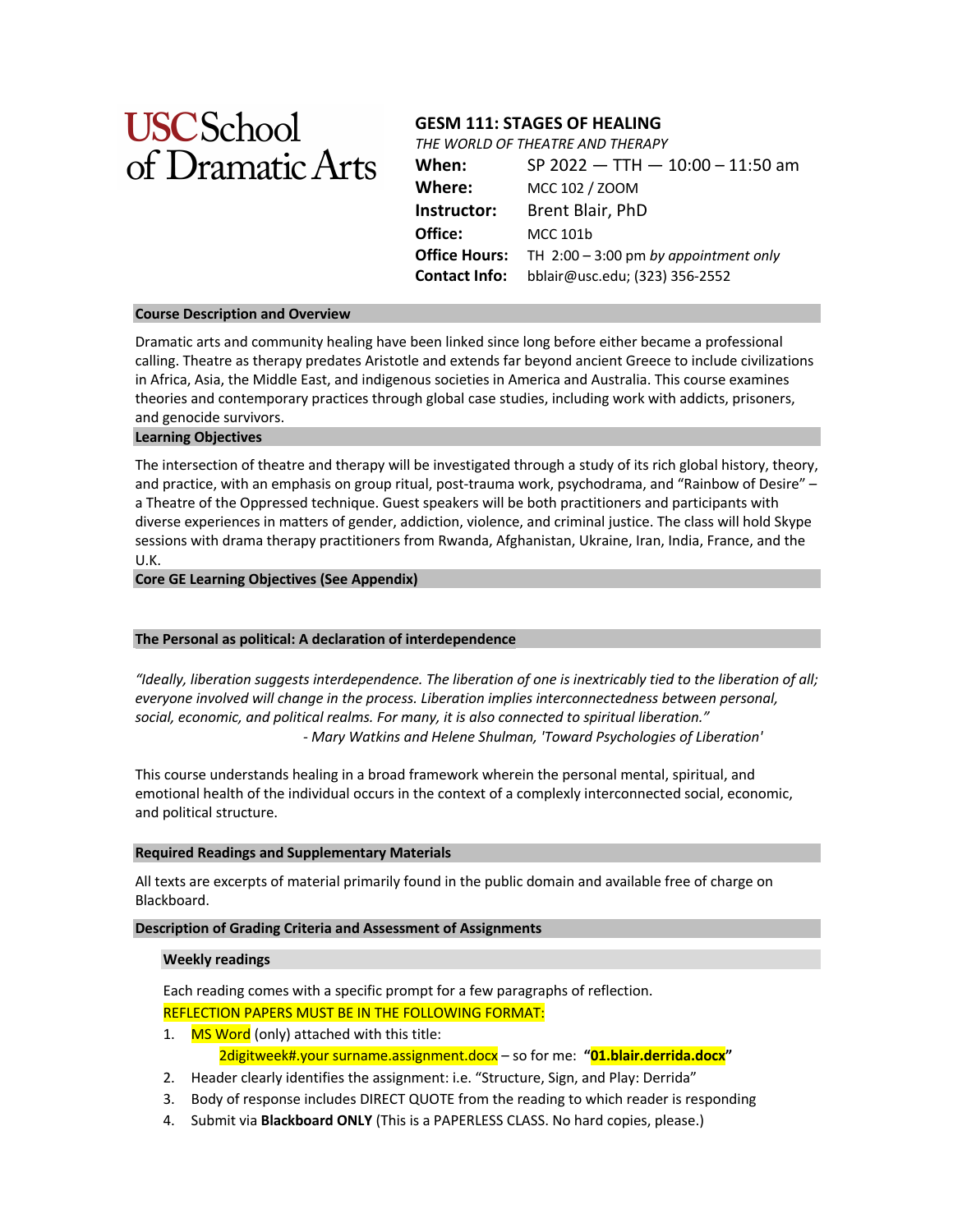**USC School of Dramatic Arts**

# GESM 111: STAGES OF HEALING

*THE WORLD OF THEATRE AND THERAPY*

| | |
|---|---|
| **When:** | SP 2022 — TTH — 10:00 – 11:50 am |
| **Where:** | MCC 102 / ZOOM |
| **Instructor:** | Brent Blair, PhD |
| **Office:** | MCC 101b |
| **Office Hours:** | TH 2:00 – 3:00 pm *by appointment only* |
| **Contact Info:** | bblair@usc.edu; (323) 356-2552 |

## Course Description and Overview

Dramatic arts and community healing have been linked since long before either became a professional calling. Theatre as therapy predates Aristotle and extends far beyond ancient Greece to include civilizations in Africa, Asia, the Middle East, and indigenous societies in America and Australia. This course examines theories and contemporary practices through global case studies, including work with addicts, prisoners, and genocide survivors.

## Learning Objectives

The intersection of theatre and therapy will be investigated through a study of its rich global history, theory, and practice, with an emphasis on group ritual, post-trauma work, psychodrama, and "Rainbow of Desire" – a Theatre of the Oppressed technique. Guest speakers will be both practitioners and participants with diverse experiences in matters of gender, addiction, violence, and criminal justice. The class will hold Skype sessions with drama therapy practitioners from Rwanda, Afghanistan, Ukraine, Iran, India, France, and the U.K.

## Core GE Learning Objectives (See Appendix)

## The Personal as political: A declaration of interdependence

*"Ideally, liberation suggests interdependence. The liberation of one is inextricably tied to the liberation of all; everyone involved will change in the process. Liberation implies interconnectedness between personal, social, economic, and political realms. For many, it is also connected to spiritual liberation."*
*- Mary Watkins and Helene Shulman, 'Toward Psychologies of Liberation'*

This course understands healing in a broad framework wherein the personal mental, spiritual, and emotional health of the individual occurs in the context of a complexly interconnected social, economic, and political structure.

## Required Readings and Supplementary Materials

All texts are excerpts of material primarily found in the public domain and available free of charge on Blackboard.

## Description of Grading Criteria and Assessment of Assignments

### Weekly readings

Each reading comes with a specific prompt for a few paragraphs of reflection.

REFLECTION PAPERS MUST BE IN THE FOLLOWING FORMAT:

1. MS Word (only) attached with this title:
   2digitweek#.your surname.assignment.docx – so for me: **"01.blair.derrida.docx"**
2. Header clearly identifies the assignment: i.e. "Structure, Sign, and Play: Derrida"
3. Body of response includes DIRECT QUOTE from the reading to which reader is responding
4. Submit via **Blackboard ONLY** (This is a PAPERLESS CLASS. No hard copies, please.)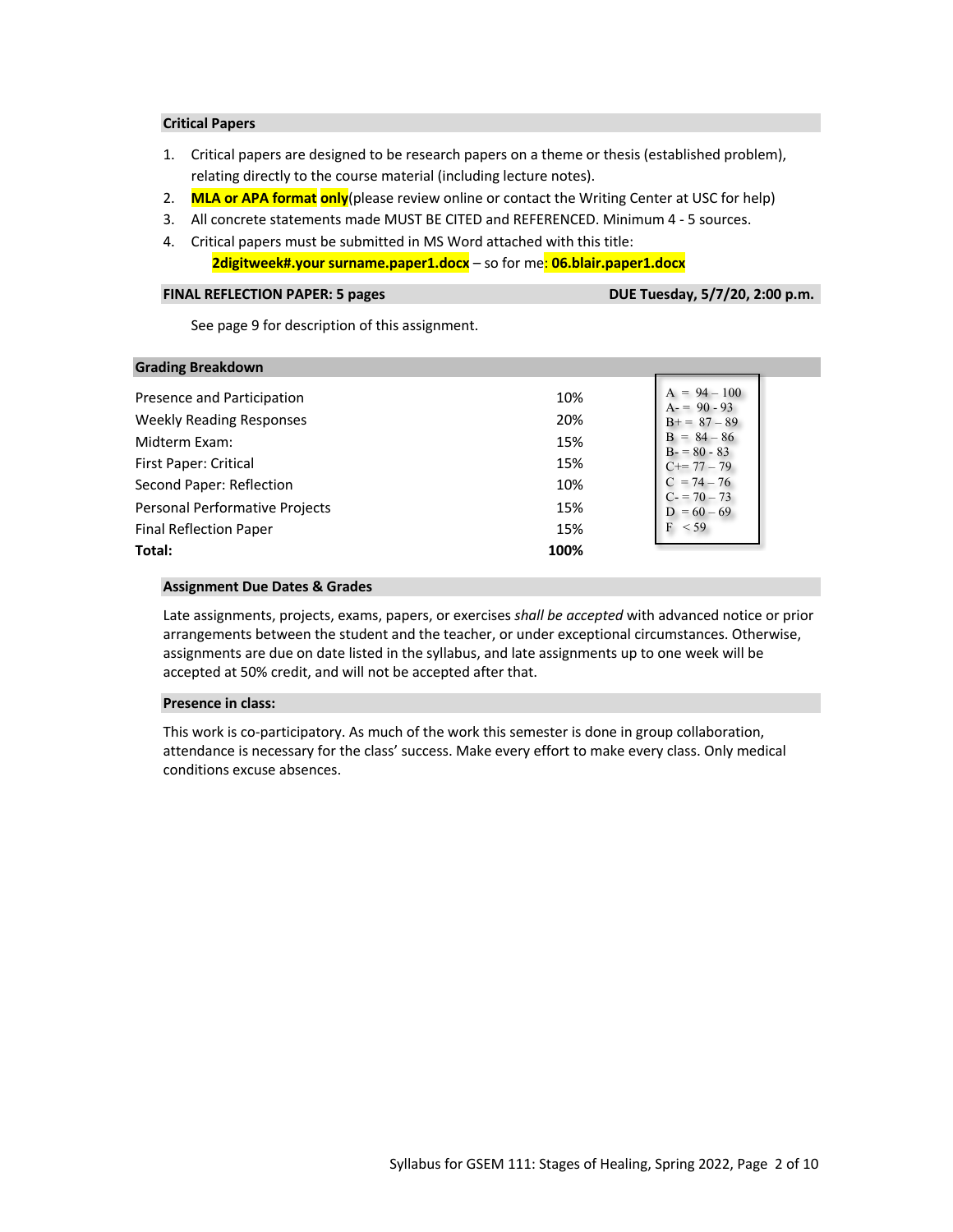### Critical Papers

1. Critical papers are designed to be research papers on a theme or thesis (established problem), relating directly to the course material (including lecture notes).
2. **MLA or APA format** **only**(please review online or contact the Writing Center at USC for help)
3. All concrete statements made MUST BE CITED and REFERENCED. Minimum 4 - 5 sources.
4. Critical papers must be submitted in MS Word attached with this title: **2digitweek#.your surname.paper1.docx** – so for me: **06.blair.paper1.docx**

### FINAL REFLECTION PAPER: 5 pages — DUE Tuesday, 5/7/20, 2:00 p.m.

See page 9 for description of this assignment.

### Grading Breakdown

| | |
|---|---|
| Presence and Participation | 10% |
| Weekly Reading Responses | 20% |
| Midterm Exam: | 15% |
| First Paper: Critical | 15% |
| Second Paper: Reflection | 10% |
| Personal Performative Projects | 15% |
| Final Reflection Paper | 15% |
| **Total:** | **100%** |

A = 94 – 100
A- = 90 - 93
B+ = 87 – 89
B = 84 – 86
B- = 80 - 83
C+= 77 – 79
C = 74 – 76
C- = 70 – 73
D = 60 – 69
F < 59

### Assignment Due Dates & Grades

Late assignments, projects, exams, papers, or exercises *shall be accepted* with advanced notice or prior arrangements between the student and the teacher, or under exceptional circumstances. Otherwise, assignments are due on date listed in the syllabus, and late assignments up to one week will be accepted at 50% credit, and will not be accepted after that.

### Presence in class:

This work is co-participatory. As much of the work this semester is done in group collaboration, attendance is necessary for the class' success. Make every effort to make every class. Only medical conditions excuse absences.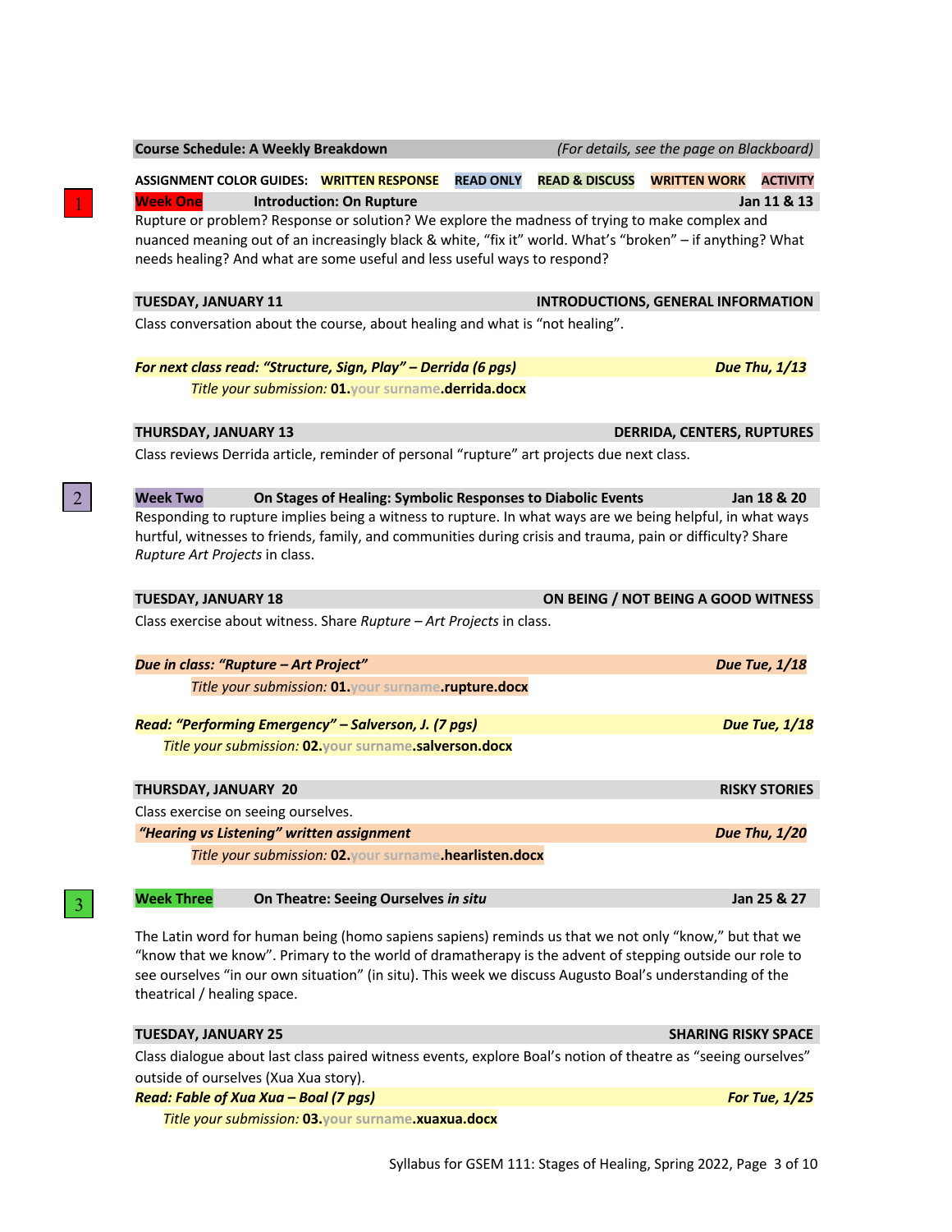**Course Schedule: A Weekly Breakdown** *(For details, see the page on Blackboard)*

**ASSIGNMENT COLOR GUIDES:** **WRITTEN RESPONSE** **READ ONLY** **READ & DISCUSS** **WRITTEN WORK** **ACTIVITY**

1

## Week One — Introduction: On Rupture — Jan 11 & 13

Rupture or problem? Response or solution? We explore the madness of trying to make complex and nuanced meaning out of an increasingly black & white, "fix it" world. What's "broken" – if anything? What needs healing? And what are some useful and less useful ways to respond?

### TUESDAY, JANUARY 11 — INTRODUCTIONS, GENERAL INFORMATION

Class conversation about the course, about healing and what is "not healing".

***For next class read: "Structure, Sign, Play" – Derrida (6 pgs)*** — ***Due Thu, 1/13***

*Title your submission:* **01.**your surname**.derrida.docx**

### THURSDAY, JANUARY 13 — DERRIDA, CENTERS, RUPTURES

Class reviews Derrida article, reminder of personal "rupture" art projects due next class.

2

## Week Two — On Stages of Healing: Symbolic Responses to Diabolic Events — Jan 18 & 20

Responding to rupture implies being a witness to rupture. In what ways are we being helpful, in what ways hurtful, witnesses to friends, family, and communities during crisis and trauma, pain or difficulty? Share *Rupture Art Projects* in class.

### TUESDAY, JANUARY 18 — ON BEING / NOT BEING A GOOD WITNESS

Class exercise about witness. Share *Rupture – Art Projects* in class.

***Due in class: "Rupture – Art Project"*** — ***Due Tue, 1/18***

*Title your submission:* **01.**your surname**.rupture.docx**

***Read: "Performing Emergency" – Salverson, J. (7 pgs)*** — ***Due Tue, 1/18***

*Title your submission:* **02.**your surname**.salverson.docx**

### THURSDAY, JANUARY 20 — RISKY STORIES

Class exercise on seeing ourselves.

***"Hearing vs Listening" written assignment*** — ***Due Thu, 1/20***

*Title your submission:* **02.**your surname**.hearlisten.docx**

3

## Week Three — On Theatre: Seeing Ourselves *in situ* — Jan 25 & 27

The Latin word for human being (homo sapiens sapiens) reminds us that we not only "know," but that we "know that we know". Primary to the world of dramatherapy is the advent of stepping outside our role to see ourselves "in our own situation" (in situ). This week we discuss Augusto Boal's understanding of the theatrical / healing space.

### TUESDAY, JANUARY 25 — SHARING RISKY SPACE

Class dialogue about last class paired witness events, explore Boal's notion of theatre as "seeing ourselves" outside of ourselves (Xua Xua story).

***Read: Fable of Xua Xua – Boal (7 pgs)*** — ***For Tue, 1/25***

*Title your submission:* **03.**your surname**.xuaxua.docx**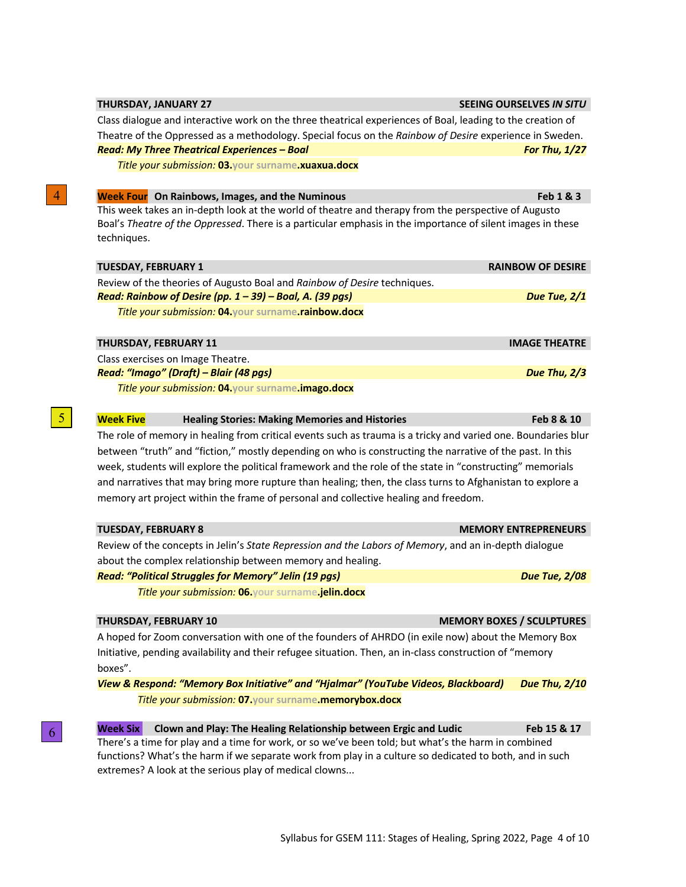**THURSDAY, JANUARY 27** — **SEEING OURSELVES *IN SITU***

Class dialogue and interactive work on the three theatrical experiences of Boal, leading to the creation of Theatre of the Oppressed as a methodology. Special focus on the *Rainbow of Desire* experience in Sweden.

***Read: My Three Theatrical Experiences – Boal*** — ***For Thu, 1/27***

*Title your submission:* **03.**your surname**.xuaxua.docx**

4

## Week Four On Rainbows, Images, and the Numinous — Feb 1 & 3

This week takes an in-depth look at the world of theatre and therapy from the perspective of Augusto Boal's *Theatre of the Oppressed*. There is a particular emphasis in the importance of silent images in these techniques.

**TUESDAY, FEBRUARY 1** — **RAINBOW OF DESIRE**

Review of the theories of Augusto Boal and *Rainbow of Desire* techniques.

***Read: Rainbow of Desire (pp. 1 – 39) – Boal, A. (39 pgs)*** — ***Due Tue, 2/1***

*Title your submission:* **04.**your surname**.rainbow.docx**

**THURSDAY, FEBRUARY 11** — **IMAGE THEATRE**

Class exercises on Image Theatre.

***Read: "Imago" (Draft) – Blair (48 pgs)*** — ***Due Thu, 2/3***

*Title your submission:* **04.**your surname**.imago.docx**

5

## Week Five Healing Stories: Making Memories and Histories — Feb 8 & 10

The role of memory in healing from critical events such as trauma is a tricky and varied one. Boundaries blur between "truth" and "fiction," mostly depending on who is constructing the narrative of the past. In this week, students will explore the political framework and the role of the state in "constructing" memorials and narratives that may bring more rupture than healing; then, the class turns to Afghanistan to explore a memory art project within the frame of personal and collective healing and freedom.

**TUESDAY, FEBRUARY 8** — **MEMORY ENTREPRENEURS**

Review of the concepts in Jelin's *State Repression and the Labors of Memory*, and an in-depth dialogue about the complex relationship between memory and healing.

***Read: "Political Struggles for Memory" Jelin (19 pgs)*** — ***Due Tue, 2/08***

*Title your submission:* **06.**your surname**.jelin.docx**

**THURSDAY, FEBRUARY 10** — **MEMORY BOXES / SCULPTURES**

A hoped for Zoom conversation with one of the founders of AHRDO (in exile now) about the Memory Box Initiative, pending availability and their refugee situation. Then, an in-class construction of "memory boxes".

***View & Respond: "Memory Box Initiative" and "Hjalmar" (YouTube Videos, Blackboard)*** — ***Due Thu, 2/10***

*Title your submission:* **07.**your surname**.memorybox.docx**

6

## Week Six Clown and Play: The Healing Relationship between Ergic and Ludic — Feb 15 & 17

There's a time for play and a time for work, or so we've been told; but what's the harm in combined functions? What's the harm if we separate work from play in a culture so dedicated to both, and in such extremes? A look at the serious play of medical clowns...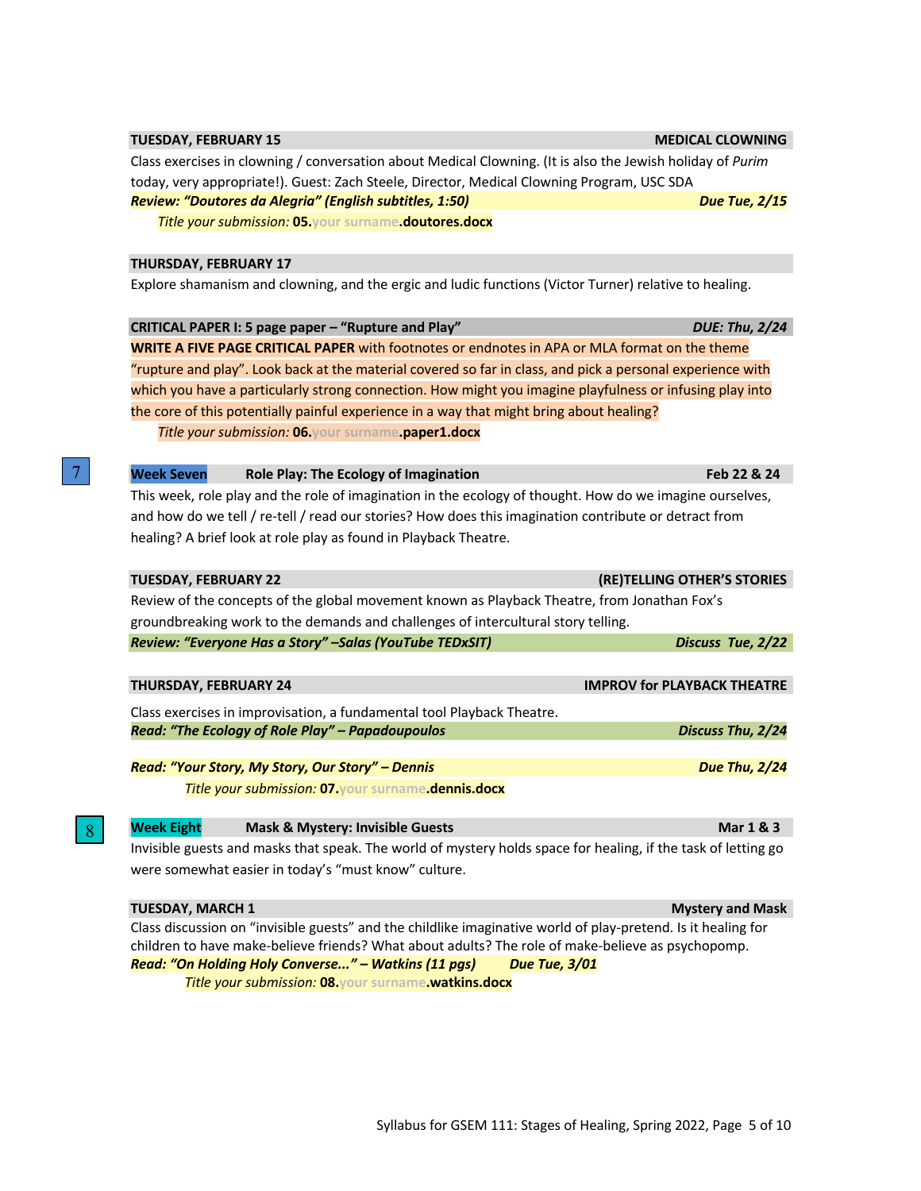**TUESDAY, FEBRUARY 15** — **MEDICAL CLOWNING**

Class exercises in clowning / conversation about Medical Clowning. (It is also the Jewish holiday of *Purim* today, very appropriate!). Guest: Zach Steele, Director, Medical Clowning Program, USC SDA

***Review: "Doutores da Alegria" (English subtitles, 1:50)*** — ***Due Tue, 2/15***

*Title your submission:* **05.**your surname**.doutores.docx**

**THURSDAY, FEBRUARY 17**

Explore shamanism and clowning, and the ergic and ludic functions (Victor Turner) relative to healing.

**CRITICAL PAPER I: 5 page paper – "Rupture and Play"** — ***DUE: Thu, 2/24***

**WRITE A FIVE PAGE CRITICAL PAPER** with footnotes or endnotes in APA or MLA format on the theme "rupture and play". Look back at the material covered so far in class, and pick a personal experience with which you have a particularly strong connection. How might you imagine playfulness or infusing play into the core of this potentially painful experience in a way that might bring about healing?

*Title your submission:* **06.**your surname**.paper1.docx**

7

## Week Seven — Role Play: The Ecology of Imagination — Feb 22 & 24

This week, role play and the role of imagination in the ecology of thought. How do we imagine ourselves, and how do we tell / re-tell / read our stories? How does this imagination contribute or detract from healing? A brief look at role play as found in Playback Theatre.

**TUESDAY, FEBRUARY 22** — **(RE)TELLING OTHER'S STORIES**

Review of the concepts of the global movement known as Playback Theatre, from Jonathan Fox's groundbreaking work to the demands and challenges of intercultural story telling.

***Review: "Everyone Has a Story" –Salas (YouTube TEDxSIT)*** — ***Discuss Tue, 2/22***

**THURSDAY, FEBRUARY 24** — **IMPROV for PLAYBACK THEATRE**

Class exercises in improvisation, a fundamental tool Playback Theatre.

***Read: "The Ecology of Role Play" – Papadoupoulos*** — ***Discuss Thu, 2/24***

***Read: "Your Story, My Story, Our Story" – Dennis*** — ***Due Thu, 2/24***

*Title your submission:* **07.**your surname**.dennis.docx**

8

## Week Eight — Mask & Mystery: Invisible Guests — Mar 1 & 3

Invisible guests and masks that speak. The world of mystery holds space for healing, if the task of letting go were somewhat easier in today's "must know" culture.

**TUESDAY, MARCH 1** — **Mystery and Mask**

Class discussion on "invisible guests" and the childlike imaginative world of play-pretend. Is it healing for children to have make-believe friends? What about adults? The role of make-believe as psychopomp.

***Read: "On Holding Holy Converse..." – Watkins (11 pgs)*** — ***Due Tue, 3/01***

*Title your submission:* **08.**your surname**.watkins.docx**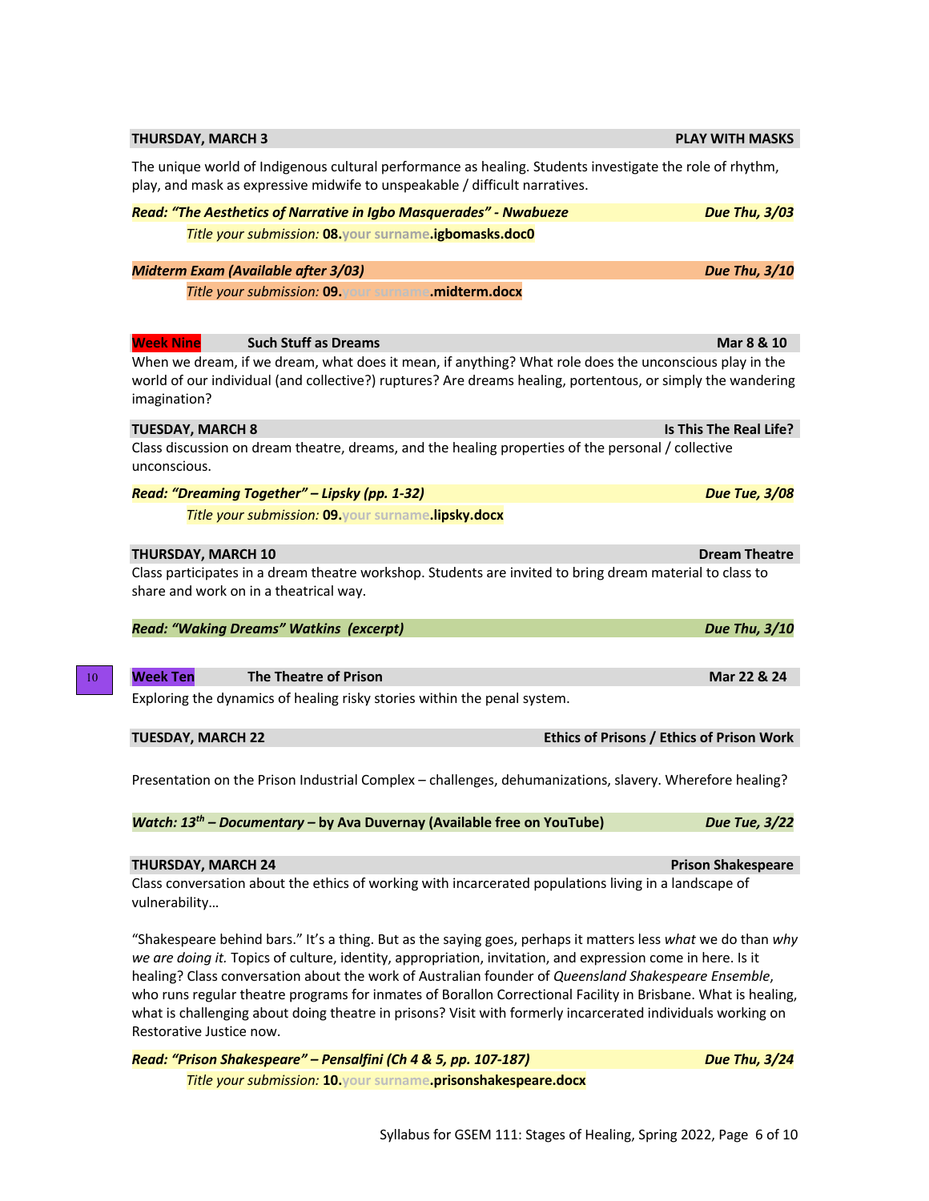**THURSDAY, MARCH 3** — **PLAY WITH MASKS**

The unique world of Indigenous cultural performance as healing. Students investigate the role of rhythm, play, and mask as expressive midwife to unspeakable / difficult narratives.

***Read: "The Aesthetics of Narrative in Igbo Masquerades" - Nwabueze*** — ***Due Thu, 3/03***

*Title your submission:* **08.**your surname**.igbomasks.doc0**

***Midterm Exam (Available after 3/03)*** — ***Due Thu, 3/10***

*Title your submission:* **09.**your surname**.midterm.docx**

## Week Nine — Such Stuff as Dreams — Mar 8 & 10

When we dream, if we dream, what does it mean, if anything? What role does the unconscious play in the world of our individual (and collective?) ruptures? Are dreams healing, portentous, or simply the wandering imagination?

**TUESDAY, MARCH 8** — **Is This The Real Life?**

Class discussion on dream theatre, dreams, and the healing properties of the personal / collective unconscious.

***Read: "Dreaming Together" – Lipsky (pp. 1-32)*** — ***Due Tue, 3/08***

*Title your submission:* **09.**your surname**.lipsky.docx**

**THURSDAY, MARCH 10** — **Dream Theatre**

Class participates in a dream theatre workshop. Students are invited to bring dream material to class to share and work on in a theatrical way.

***Read: "Waking Dreams" Watkins (excerpt)*** — ***Due Thu, 3/10***

10

## Week Ten — The Theatre of Prison — Mar 22 & 24

Exploring the dynamics of healing risky stories within the penal system.

**TUESDAY, MARCH 22** — **Ethics of Prisons / Ethics of Prison Work**

Presentation on the Prison Industrial Complex – challenges, dehumanizations, slavery. Wherefore healing?

***Watch: 13th – Documentary* – by Ava Duvernay (Available free on YouTube)** — ***Due Tue, 3/22***

**THURSDAY, MARCH 24** — **Prison Shakespeare**

Class conversation about the ethics of working with incarcerated populations living in a landscape of vulnerability…

"Shakespeare behind bars." It's a thing. But as the saying goes, perhaps it matters less *what* we do than *why we are doing it.* Topics of culture, identity, appropriation, invitation, and expression come in here. Is it healing? Class conversation about the work of Australian founder of *Queensland Shakespeare Ensemble*, who runs regular theatre programs for inmates of Borallon Correctional Facility in Brisbane. What is healing, what is challenging about doing theatre in prisons? Visit with formerly incarcerated individuals working on Restorative Justice now.

***Read: "Prison Shakespeare" – Pensalfini (Ch 4 & 5, pp. 107-187)*** — ***Due Thu, 3/24***

*Title your submission:* **10.**your surname**.prisonshakespeare.docx**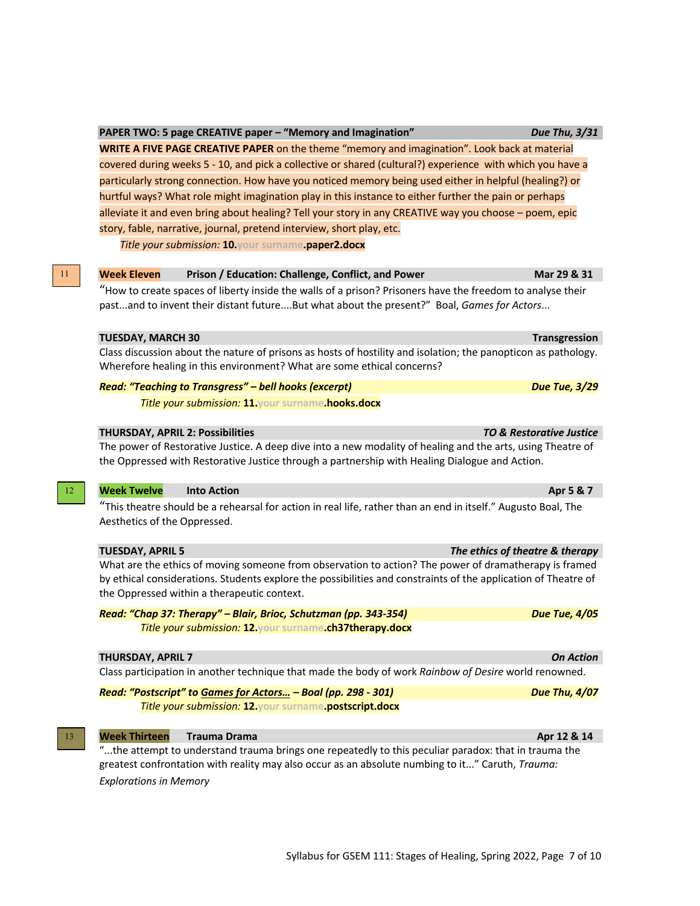**PAPER TWO: 5 page CREATIVE paper – "Memory and Imagination"** *Due Thu, 3/31*

**WRITE A FIVE PAGE CREATIVE PAPER** on the theme "memory and imagination". Look back at material covered during weeks 5 - 10, and pick a collective or shared (cultural?) experience with which you have a particularly strong connection. How have you noticed memory being used either in helpful (healing?) or hurtful ways? What role might imagination play in this instance to either further the pain or perhaps alleviate it and even bring about healing? Tell your story in any CREATIVE way you choose – poem, epic story, fable, narrative, journal, pretend interview, short play, etc.

*Title your submission:* **10.**your surname**.paper2.docx**

11

## Week Eleven — Prison / Education: Challenge, Conflict, and Power — Mar 29 & 31

"How to create spaces of liberty inside the walls of a prison? Prisoners have the freedom to analyse their past...and to invent their distant future....But what about the present?" Boal, *Games for Actors*...

### TUESDAY, MARCH 30 — Transgression

Class discussion about the nature of prisons as hosts of hostility and isolation; the panopticon as pathology. Wherefore healing in this environment? What are some ethical concerns?

***Read: "Teaching to Transgress" – bell hooks (excerpt)*** — ***Due Tue, 3/29***

*Title your submission:* **11.**your surname**.hooks.docx**

### THURSDAY, APRIL 2: Possibilities — *TO & Restorative Justice*

The power of Restorative Justice. A deep dive into a new modality of healing and the arts, using Theatre of the Oppressed with Restorative Justice through a partnership with Healing Dialogue and Action.

12

## Week Twelve — Into Action — Apr 5 & 7

"This theatre should be a rehearsal for action in real life, rather than an end in itself." Augusto Boal, The Aesthetics of the Oppressed.

### TUESDAY, APRIL 5 — *The ethics of theatre & therapy*

What are the ethics of moving someone from observation to action? The power of dramatherapy is framed by ethical considerations. Students explore the possibilities and constraints of the application of Theatre of the Oppressed within a therapeutic context.

***Read: "Chap 37: Therapy" – Blair, Brioc, Schutzman (pp. 343-354)*** — ***Due Tue, 4/05***

*Title your submission:* **12.**your surname**.ch37therapy.docx**

### THURSDAY, APRIL 7 — *On Action*

Class participation in another technique that made the body of work *Rainbow of Desire* world renowned.

***Read: "Postscript" to Games for Actors… – Boal (pp. 298 - 301)*** — ***Due Thu, 4/07***

*Title your submission:* **12.**your surname**.postscript.docx**

13

## Week Thirteen — Trauma Drama — Apr 12 & 14

"...the attempt to understand trauma brings one repeatedly to this peculiar paradox: that in trauma the greatest confrontation with reality may also occur as an absolute numbing to it..." Caruth, *Trauma: Explorations in Memory*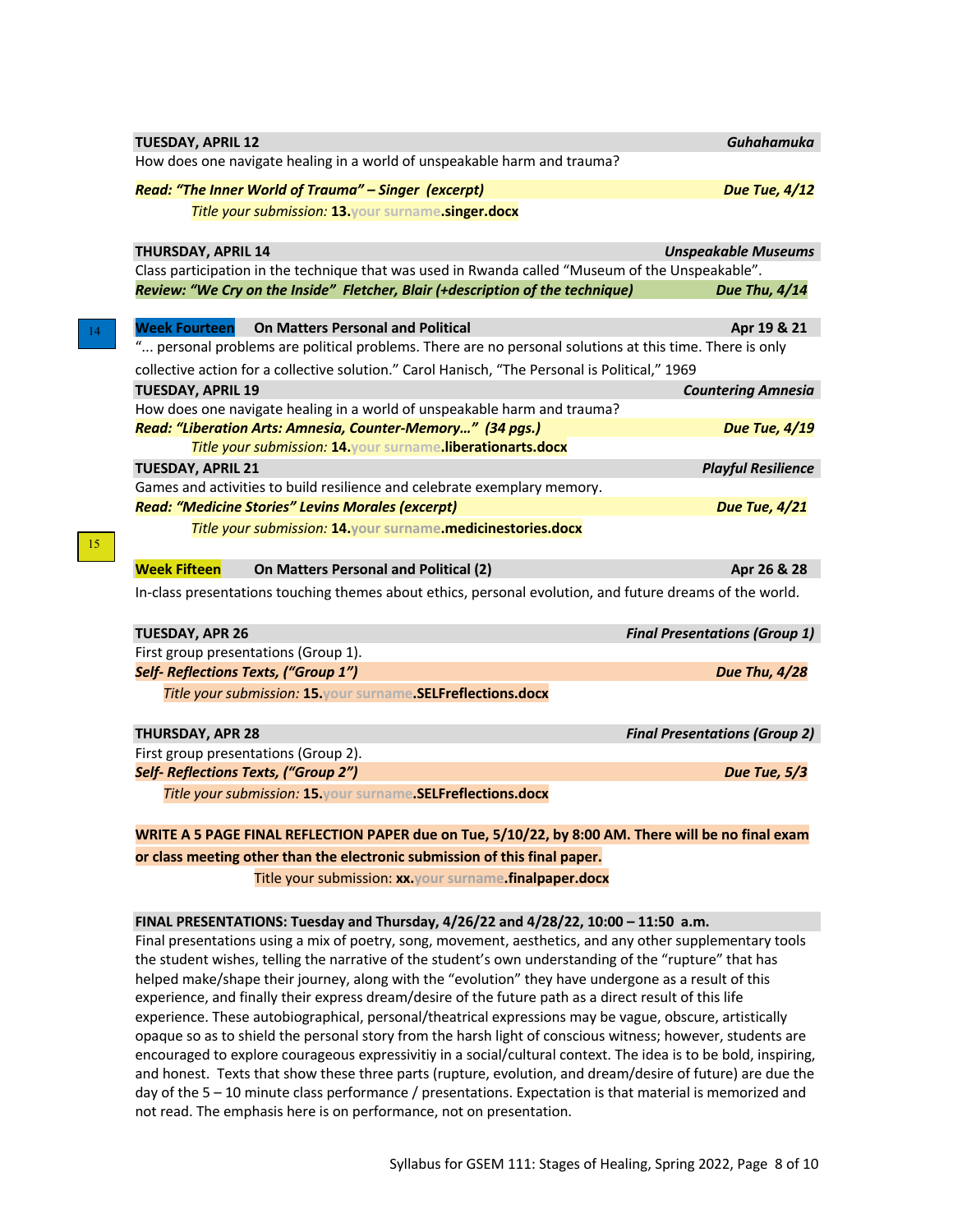**TUESDAY, APRIL 12** — ***Guhahamuka***

How does one navigate healing in a world of unspeakable harm and trauma?

***Read: "The Inner World of Trauma" – Singer (excerpt)*** — ***Due Tue, 4/12***

*Title your submission:* **13.**your surname**.singer.docx**

**THURSDAY, APRIL 14** — ***Unspeakable Museums***

Class participation in the technique that was used in Rwanda called "Museum of the Unspeakable".

***Review: "We Cry on the Inside" Fletcher, Blair (+description of the technique)*** — ***Due Thu, 4/14***

14

## Week Fourteen — On Matters Personal and Political — Apr 19 & 21

"... personal problems are political problems. There are no personal solutions at this time. There is only collective action for a collective solution." Carol Hanisch, "The Personal is Political," 1969

**TUESDAY, APRIL 19** — ***Countering Amnesia***

How does one navigate healing in a world of unspeakable harm and trauma?

***Read: "Liberation Arts: Amnesia, Counter-Memory…" (34 pgs.)*** — ***Due Tue, 4/19***

*Title your submission:* **14.**your surname**.liberationarts.docx**

**TUESDAY, APRIL 21** — ***Playful Resilience***

Games and activities to build resilience and celebrate exemplary memory.

***Read: "Medicine Stories" Levins Morales (excerpt)*** — ***Due Tue, 4/21***

*Title your submission:* **14.**your surname**.medicinestories.docx**

15

## Week Fifteen — On Matters Personal and Political (2) — Apr 26 & 28

In-class presentations touching themes about ethics, personal evolution, and future dreams of the world.

**TUESDAY, APR 26** — ***Final Presentations (Group 1)***

First group presentations (Group 1).

***Self- Reflections Texts, ("Group 1")*** — ***Due Thu, 4/28***

*Title your submission:* **15.**your surname**.SELFreflections.docx**

**THURSDAY, APR 28** — ***Final Presentations (Group 2)***

First group presentations (Group 2).

***Self- Reflections Texts, ("Group 2")*** — ***Due Tue, 5/3***

*Title your submission:* **15.**your surname**.SELFreflections.docx**

**WRITE A 5 PAGE FINAL REFLECTION PAPER due on Tue, 5/10/22, by 8:00 AM. There will be no final exam or class meeting other than the electronic submission of this final paper.**

Title your submission: **xx.**your surname**.finalpaper.docx**

**FINAL PRESENTATIONS: Tuesday and Thursday, 4/26/22 and 4/28/22, 10:00 – 11:50 a.m.**

Final presentations using a mix of poetry, song, movement, aesthetics, and any other supplementary tools the student wishes, telling the narrative of the student's own understanding of the "rupture" that has helped make/shape their journey, along with the "evolution" they have undergone as a result of this experience, and finally their express dream/desire of the future path as a direct result of this life experience. These autobiographical, personal/theatrical expressions may be vague, obscure, artistically opaque so as to shield the personal story from the harsh light of conscious witness; however, students are encouraged to explore courageous expressivitiy in a social/cultural context. The idea is to be bold, inspiring, and honest. Texts that show these three parts (rupture, evolution, and dream/desire of future) are due the day of the 5 – 10 minute class performance / presentations. Expectation is that material is memorized and not read. The emphasis here is on performance, not on presentation.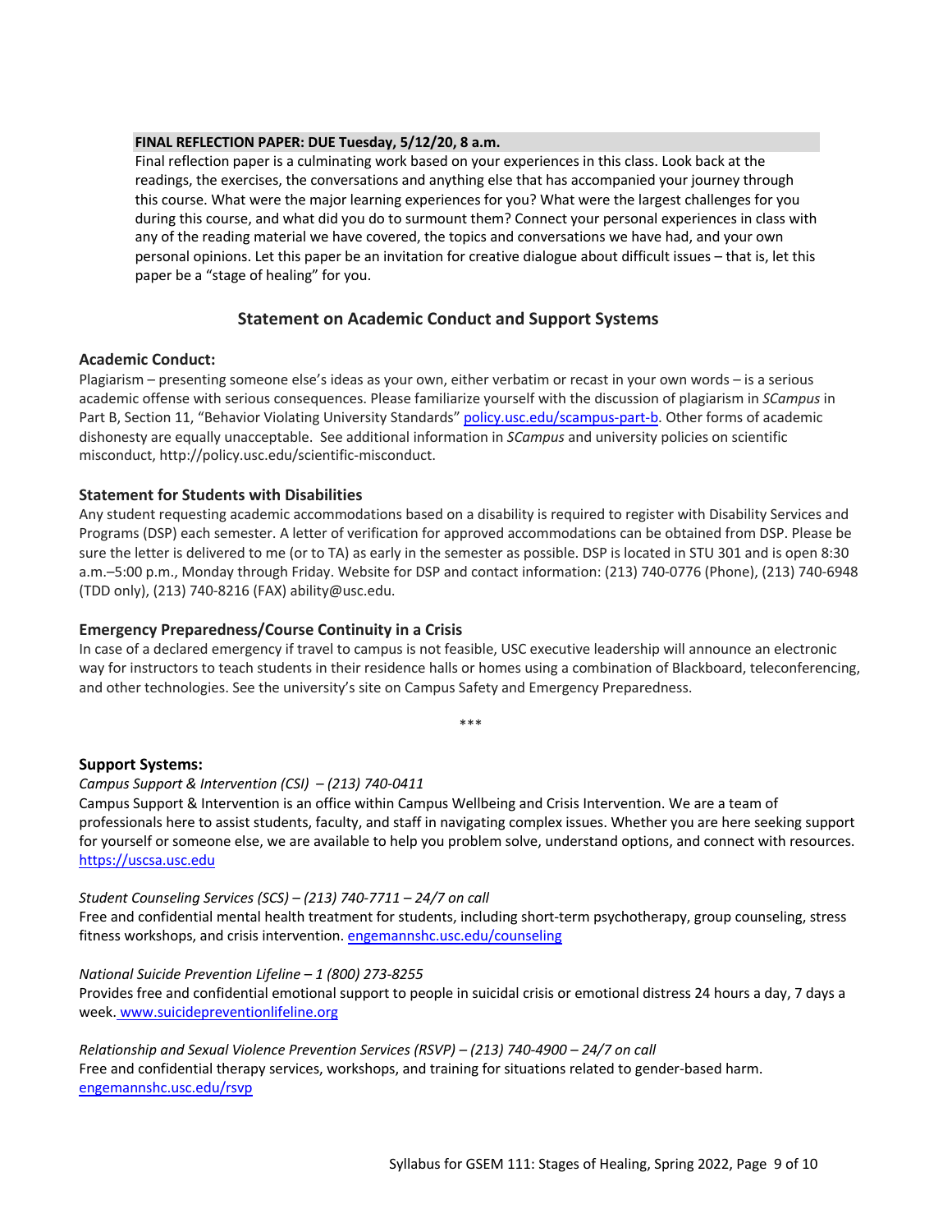**FINAL REFLECTION PAPER: DUE Tuesday, 5/12/20, 8 a.m.**

Final reflection paper is a culminating work based on your experiences in this class. Look back at the readings, the exercises, the conversations and anything else that has accompanied your journey through this course. What were the major learning experiences for you? What were the largest challenges for you during this course, and what did you do to surmount them? Connect your personal experiences in class with any of the reading material we have covered, the topics and conversations we have had, and your own personal opinions. Let this paper be an invitation for creative dialogue about difficult issues – that is, let this paper be a "stage of healing" for you.

## Statement on Academic Conduct and Support Systems

### Academic Conduct:

Plagiarism – presenting someone else's ideas as your own, either verbatim or recast in your own words – is a serious academic offense with serious consequences. Please familiarize yourself with the discussion of plagiarism in *SCampus* in Part B, Section 11, "Behavior Violating University Standards" [policy.usc.edu/scampus-part-b](policy.usc.edu/scampus-part-b). Other forms of academic dishonesty are equally unacceptable. See additional information in *SCampus* and university policies on scientific misconduct, http://policy.usc.edu/scientific-misconduct.

### Statement for Students with Disabilities

Any student requesting academic accommodations based on a disability is required to register with Disability Services and Programs (DSP) each semester. A letter of verification for approved accommodations can be obtained from DSP. Please be sure the letter is delivered to me (or to TA) as early in the semester as possible. DSP is located in STU 301 and is open 8:30 a.m.–5:00 p.m., Monday through Friday. Website for DSP and contact information: (213) 740-0776 (Phone), (213) 740-6948 (TDD only), (213) 740-8216 (FAX) ability@usc.edu.

### Emergency Preparedness/Course Continuity in a Crisis

In case of a declared emergency if travel to campus is not feasible, USC executive leadership will announce an electronic way for instructors to teach students in their residence halls or homes using a combination of Blackboard, teleconferencing, and other technologies. See the university's site on Campus Safety and Emergency Preparedness.

***

### Support Systems:

*Campus Support & Intervention (CSI) – (213) 740-0411*

Campus Support & Intervention is an office within Campus Wellbeing and Crisis Intervention. We are a team of professionals here to assist students, faculty, and staff in navigating complex issues. Whether you are here seeking support for yourself or someone else, we are available to help you problem solve, understand options, and connect with resources. [https://uscsa.usc.edu](https://uscsa.usc.edu)

*Student Counseling Services (SCS) – (213) 740-7711 – 24/7 on call*

Free and confidential mental health treatment for students, including short-term psychotherapy, group counseling, stress fitness workshops, and crisis intervention. [engemannshc.usc.edu/counseling](engemannshc.usc.edu/counseling)

*National Suicide Prevention Lifeline – 1 (800) 273-8255*

Provides free and confidential emotional support to people in suicidal crisis or emotional distress 24 hours a day, 7 days a week. [www.suicidepreventionlifeline.org](www.suicidepreventionlifeline.org)

*Relationship and Sexual Violence Prevention Services (RSVP) – (213) 740-4900 – 24/7 on call*

Free and confidential therapy services, workshops, and training for situations related to gender-based harm. [engemannshc.usc.edu/rsvp](engemannshc.usc.edu/rsvp)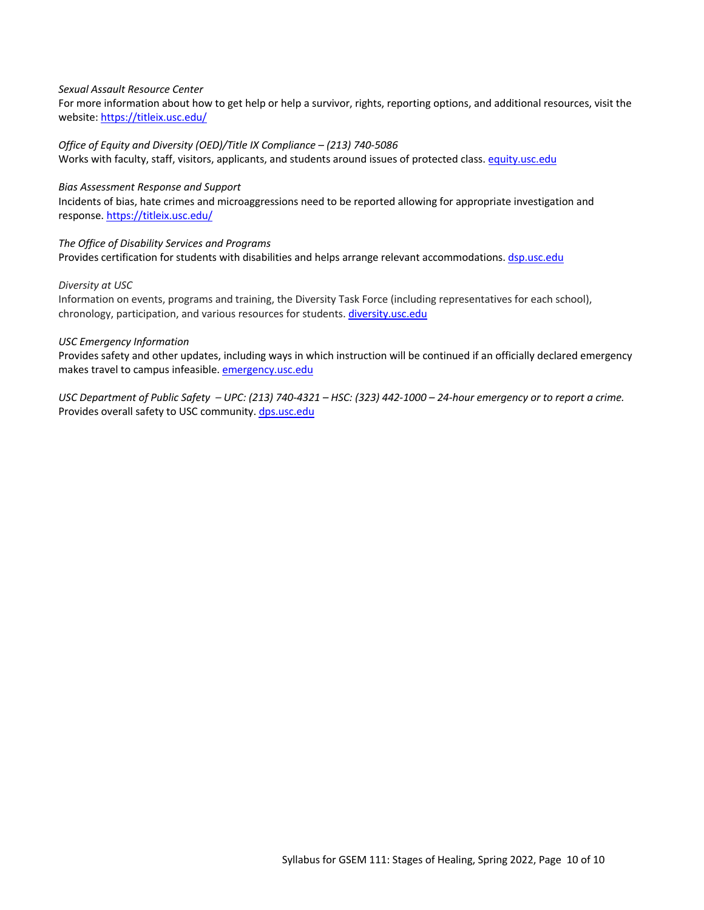*Sexual Assault Resource Center*
For more information about how to get help or help a survivor, rights, reporting options, and additional resources, visit the website: https://titleix.usc.edu/

*Office of Equity and Diversity (OED)/Title IX Compliance – (213) 740-5086*
Works with faculty, staff, visitors, applicants, and students around issues of protected class. equity.usc.edu

*Bias Assessment Response and Support*
Incidents of bias, hate crimes and microaggressions need to be reported allowing for appropriate investigation and response. https://titleix.usc.edu/

*The Office of Disability Services and Programs*
Provides certification for students with disabilities and helps arrange relevant accommodations. dsp.usc.edu

*Diversity at USC*
Information on events, programs and training, the Diversity Task Force (including representatives for each school), chronology, participation, and various resources for students. diversity.usc.edu

*USC Emergency Information*
Provides safety and other updates, including ways in which instruction will be continued if an officially declared emergency makes travel to campus infeasible. emergency.usc.edu

*USC Department of Public Safety – UPC: (213) 740-4321 – HSC: (323) 442-1000 – 24-hour emergency or to report a crime.*
Provides overall safety to USC community. dps.usc.edu